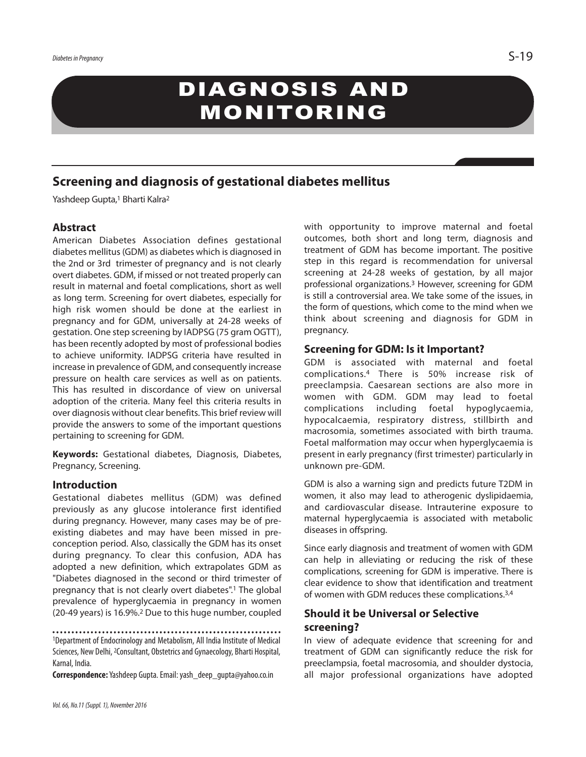# DIAGNOSIS AND MONITORING

## Screening and diagnosis of gestational diabetes mellitus

Yashdeep Gupta,[1] Bharti Kalra[2]

### Abstract

American Diabetes Association defines gestational diabetes mellitus (GDM) as diabetes which is diagnosed in the 2nd or 3rd trimester of pregnancy and is not clearly overt diabetes. GDM, if missed or not treated properly can result in maternal and foetal complications, short as well as long term. Screening for overt diabetes, especially for high risk women should be done at the earliest in pregnancy and for GDM, universally at 24-28 weeks of gestation. One step screening by IADPSG (75 gram OGTT), has been recently adopted by most of professional bodies to achieve uniformity. IADPSG criteria have resulted in increase in prevalence of GDM, and consequently increase pressure on health care services as well as on patients. This has resulted in discordance of view on universal adoption of the criteria. Many feel this criteria results in over diagnosis without clear benefits. This brief review will provide the answers to some of the important questions pertaining to screening for GDM.

**Keywords:** Gestational diabetes, Diagnosis, Diabetes, Pregnancy, Screening.

### Introduction

Gestational diabetes mellitus (GDM) was defined previously as any glucose intolerance first identified during pregnancy. However, many cases may be of pre-existing diabetes and may have been missed in pre-conception period. Also, classically the GDM has its onset during pregnancy. To clear this confusion, ADA has adopted a new definition, which extrapolates GDM as "Diabetes diagnosed in the second or third trimester of pregnancy that is not clearly overt diabetes".[1] The global prevalence of hyperglycaemia in pregnancy in women (20-49 years) is 16.9%.[2] Due to this huge number, coupled with opportunity to improve maternal and foetal outcomes, both short and long term, diagnosis and treatment of GDM has become important. The positive step in this regard is recommendation for universal screening at 24-28 weeks of gestation, by all major professional organizations.[3] However, screening for GDM is still a controversial area. We take some of the issues, in the form of questions, which come to the mind when we think about screening and diagnosis for GDM in pregnancy.

### Screening for GDM: Is it Important?

GDM is associated with maternal and foetal complications.[4] There is 50% increase risk of preeclampsia. Caesarean sections are also more in women with GDM. GDM may lead to foetal complications including foetal hypoglycaemia, hypocalcaemia, respiratory distress, stillbirth and macrosomia, sometimes associated with birth trauma. Foetal malformation may occur when hyperglycaemia is present in early pregnancy (first trimester) particularly in unknown pre-GDM.

GDM is also a warning sign and predicts future T2DM in women, it also may lead to atherogenic dyslipidaemia, and cardiovascular disease. Intrauterine exposure to maternal hyperglycaemia is associated with metabolic diseases in offspring.

Since early diagnosis and treatment of women with GDM can help in alleviating or reducing the risk of these complications, screening for GDM is imperative. There is clear evidence to show that identification and treatment of women with GDM reduces these complications.[3,4]

### Should it be Universal or Selective screening?

In view of adequate evidence that screening for and treatment of GDM can significantly reduce the risk for preeclampsia, foetal macrosomia, and shoulder dystocia, all major professional organizations have adopted

---

[1]Department of Endocrinology and Metabolism, All India Institute of Medical Sciences, New Delhi, [2]Consultant, Obstetrics and Gynaecology, Bharti Hospital, Karnal, India.

**Correspondence:** Yashdeep Gupta. Email: yash_deep_gupta@yahoo.co.in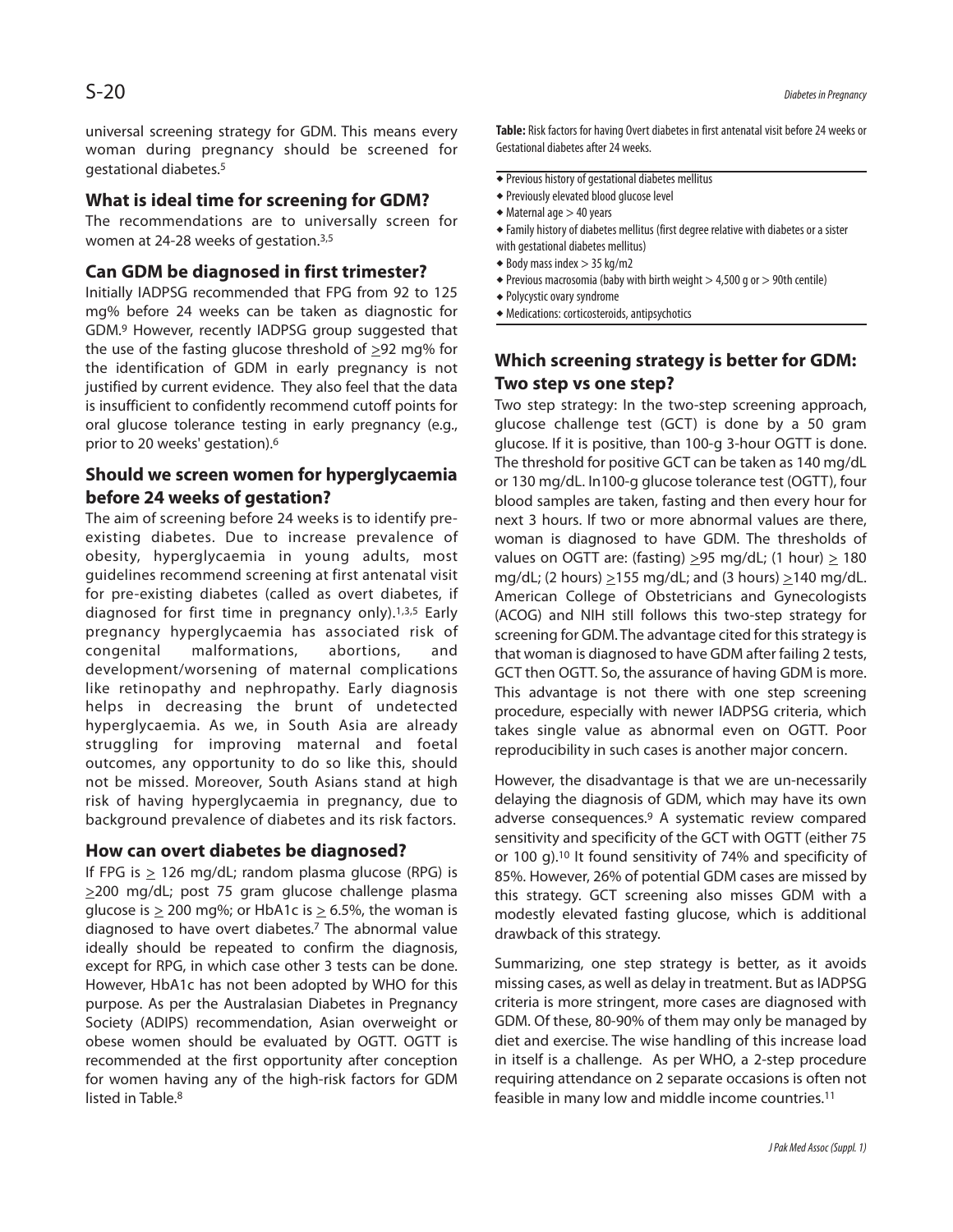universal screening strategy for GDM. This means every woman during pregnancy should be screened for gestational diabetes.[5]

## What is ideal time for screening for GDM?

The recommendations are to universally screen for women at 24-28 weeks of gestation.[3,5]

## Can GDM be diagnosed in first trimester?

Initially IADPSG recommended that FPG from 92 to 125 mg% before 24 weeks can be taken as diagnostic for GDM.[9] However, recently IADPSG group suggested that the use of the fasting glucose threshold of ≥92 mg% for the identification of GDM in early pregnancy is not justified by current evidence. They also feel that the data is insufficient to confidently recommend cutoff points for oral glucose tolerance testing in early pregnancy (e.g., prior to 20 weeks' gestation).[6]

## Should we screen women for hyperglycaemia before 24 weeks of gestation?

The aim of screening before 24 weeks is to identify pre-existing diabetes. Due to increase prevalence of obesity, hyperglycaemia in young adults, most guidelines recommend screening at first antenatal visit for pre-existing diabetes (called as overt diabetes, if diagnosed for first time in pregnancy only).[1,3,5] Early pregnancy hyperglycaemia has associated risk of congenital malformations, abortions, and development/worsening of maternal complications like retinopathy and nephropathy. Early diagnosis helps in decreasing the brunt of undetected hyperglycaemia. As we, in South Asia are already struggling for improving maternal and foetal outcomes, any opportunity to do so like this, should not be missed. Moreover, South Asians stand at high risk of having hyperglycaemia in pregnancy, due to background prevalence of diabetes and its risk factors.

## How can overt diabetes be diagnosed?

If FPG is ≥ 126 mg/dL; random plasma glucose (RPG) is ≥200 mg/dL; post 75 gram glucose challenge plasma glucose is ≥ 200 mg%; or HbA1c is ≥ 6.5%, the woman is diagnosed to have overt diabetes.[7] The abnormal value ideally should be repeated to confirm the diagnosis, except for RPG, in which case other 3 tests can be done. However, HbA1c has not been adopted by WHO for this purpose. As per the Australasian Diabetes in Pregnancy Society (ADIPS) recommendation, Asian overweight or obese women should be evaluated by OGTT. OGTT is recommended at the first opportunity after conception for women having any of the high-risk factors for GDM listed in Table.[8]

**Table:** Risk factors for having Overt diabetes in first antenatal visit before 24 weeks or Gestational diabetes after 24 weeks.

- Previous history of gestational diabetes mellitus
- Previously elevated blood glucose level
- Maternal age > 40 years
- Family history of diabetes mellitus (first degree relative with diabetes or a sister with gestational diabetes mellitus)
- Body mass index > 35 kg/m2
- Previous macrosomia (baby with birth weight > 4,500 g or > 90th centile)
- Polycystic ovary syndrome
- Medications: corticosteroids, antipsychotics

## Which screening strategy is better for GDM: Two step vs one step?

Two step strategy: In the two-step screening approach, glucose challenge test (GCT) is done by a 50 gram glucose. If it is positive, than 100-g 3-hour OGTT is done. The threshold for positive GCT can be taken as 140 mg/dL or 130 mg/dL. In100-g glucose tolerance test (OGTT), four blood samples are taken, fasting and then every hour for next 3 hours. If two or more abnormal values are there, woman is diagnosed to have GDM. The thresholds of values on OGTT are: (fasting) ≥95 mg/dL; (1 hour) ≥ 180 mg/dL; (2 hours) ≥155 mg/dL; and (3 hours) ≥140 mg/dL. American College of Obstetricians and Gynecologists (ACOG) and NIH still follows this two-step strategy for screening for GDM. The advantage cited for this strategy is that woman is diagnosed to have GDM after failing 2 tests, GCT then OGTT. So, the assurance of having GDM is more. This advantage is not there with one step screening procedure, especially with newer IADPSG criteria, which takes single value as abnormal even on OGTT. Poor reproducibility in such cases is another major concern.

However, the disadvantage is that we are un-necessarily delaying the diagnosis of GDM, which may have its own adverse consequences.[9] A systematic review compared sensitivity and specificity of the GCT with OGTT (either 75 or 100 g).[10] It found sensitivity of 74% and specificity of 85%. However, 26% of potential GDM cases are missed by this strategy. GCT screening also misses GDM with a modestly elevated fasting glucose, which is additional drawback of this strategy.

Summarizing, one step strategy is better, as it avoids missing cases, as well as delay in treatment. But as IADPSG criteria is more stringent, more cases are diagnosed with GDM. Of these, 80-90% of them may only be managed by diet and exercise. The wise handling of this increase load in itself is a challenge. As per WHO, a 2-step procedure requiring attendance on 2 separate occasions is often not feasible in many low and middle income countries.[11]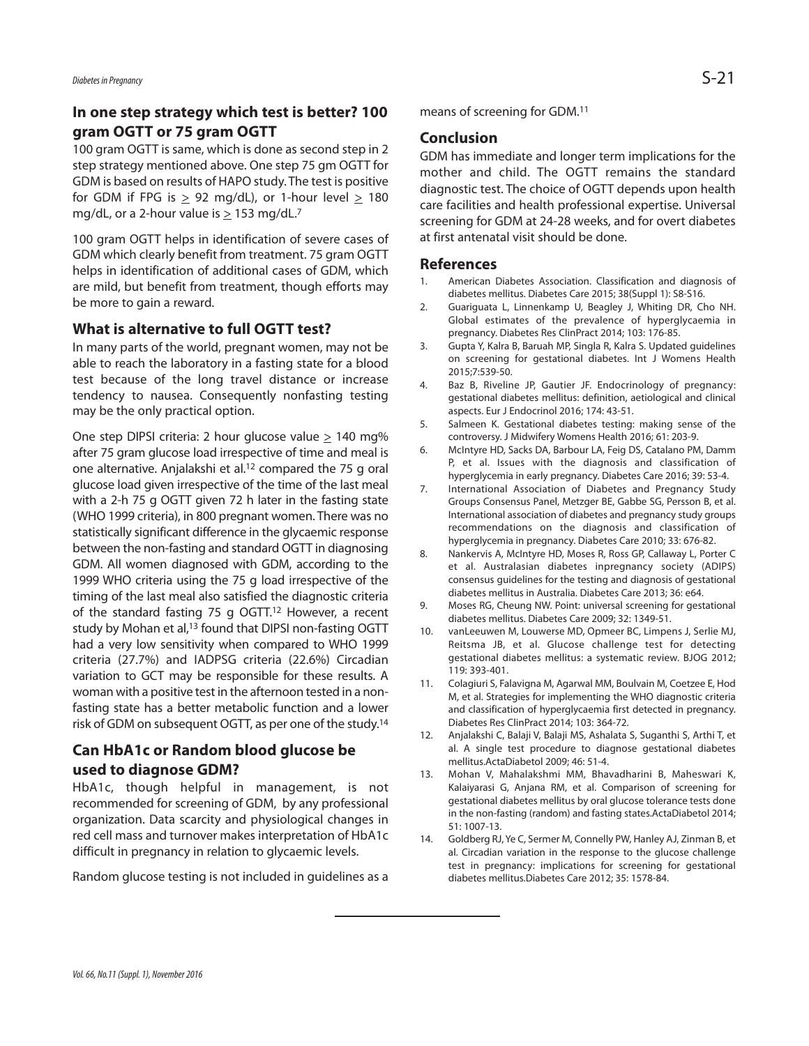## In one step strategy which test is better? 100 gram OGTT or 75 gram OGTT

100 gram OGTT is same, which is done as second step in 2 step strategy mentioned above. One step 75 gm OGTT for GDM is based on results of HAPO study. The test is positive for GDM if FPG is $\geq$ 92 mg/dL), or 1-hour level $\geq$ 180 mg/dL, or a 2-hour value is $\geq$ 153 mg/dL.[7]

100 gram OGTT helps in identification of severe cases of GDM which clearly benefit from treatment. 75 gram OGTT helps in identification of additional cases of GDM, which are mild, but benefit from treatment, though efforts may be more to gain a reward.

## What is alternative to full OGTT test?

In many parts of the world, pregnant women, may not be able to reach the laboratory in a fasting state for a blood test because of the long travel distance or increase tendency to nausea. Consequently nonfasting testing may be the only practical option.

One step DIPSI criteria: 2 hour glucose value $\geq$ 140 mg% after 75 gram glucose load irrespective of time and meal is one alternative. Anjalakshi et al.[12] compared the 75 g oral glucose load given irrespective of the time of the last meal with a 2-h 75 g OGTT given 72 h later in the fasting state (WHO 1999 criteria), in 800 pregnant women. There was no statistically significant difference in the glycaemic response between the non-fasting and standard OGTT in diagnosing GDM. All women diagnosed with GDM, according to the 1999 WHO criteria using the 75 g load irrespective of the timing of the last meal also satisfied the diagnostic criteria of the standard fasting 75 g OGTT.[12] However, a recent study by Mohan et al,[13] found that DIPSI non-fasting OGTT had a very low sensitivity when compared to WHO 1999 criteria (27.7%) and IADPSG criteria (22.6%) Circadian variation to GCT may be responsible for these results. A woman with a positive test in the afternoon tested in a non-fasting state has a better metabolic function and a lower risk of GDM on subsequent OGTT, as per one of the study.[14]

## Can HbA1c or Random blood glucose be used to diagnose GDM?

HbA1c, though helpful in management, is not recommended for screening of GDM, by any professional organization. Data scarcity and physiological changes in red cell mass and turnover makes interpretation of HbA1c difficult in pregnancy in relation to glycaemic levels.

Random glucose testing is not included in guidelines as a means of screening for GDM.[11]

## Conclusion

GDM has immediate and longer term implications for the mother and child. The OGTT remains the standard diagnostic test. The choice of OGTT depends upon health care facilities and health professional expertise. Universal screening for GDM at 24-28 weeks, and for overt diabetes at first antenatal visit should be done.

## References

1. American Diabetes Association. Classification and diagnosis of diabetes mellitus. Diabetes Care 2015; 38(Suppl 1): S8-S16.
2. Guariguata L, Linnenkamp U, Beagley J, Whiting DR, Cho NH. Global estimates of the prevalence of hyperglycaemia in pregnancy. Diabetes Res ClinPract 2014; 103: 176-85.
3. Gupta Y, Kalra B, Baruah MP, Singla R, Kalra S. Updated guidelines on screening for gestational diabetes. Int J Womens Health 2015;7:539-50.
4. Baz B, Riveline JP, Gautier JF. Endocrinology of pregnancy: gestational diabetes mellitus: definition, aetiological and clinical aspects. Eur J Endocrinol 2016; 174: 43-51.
5. Salmeen K. Gestational diabetes testing: making sense of the controversy. J Midwifery Womens Health 2016; 61: 203-9.
6. McIntyre HD, Sacks DA, Barbour LA, Feig DS, Catalano PM, Damm P, et al. Issues with the diagnosis and classification of hyperglycemia in early pregnancy. Diabetes Care 2016; 39: 53-4.
7. International Association of Diabetes and Pregnancy Study Groups Consensus Panel, Metzger BE, Gabbe SG, Persson B, et al. International association of diabetes and pregnancy study groups recommendations on the diagnosis and classification of hyperglycemia in pregnancy. Diabetes Care 2010; 33: 676-82.
8. Nankervis A, McIntyre HD, Moses R, Ross GP, Callaway L, Porter C et al. Australasian diabetes inpregnancy society (ADIPS) consensus guidelines for the testing and diagnosis of gestational diabetes mellitus in Australia. Diabetes Care 2013; 36: e64.
9. Moses RG, Cheung NW. Point: universal screening for gestational diabetes mellitus. Diabetes Care 2009; 32: 1349-51.
10. vanLeeuwen M, Louwerse MD, Opmeer BC, Limpens J, Serlie MJ, Reitsma JB, et al. Glucose challenge test for detecting gestational diabetes mellitus: a systematic review. BJOG 2012; 119: 393-401.
11. Colagiuri S, Falavigna M, Agarwal MM, Boulvain M, Coetzee E, Hod M, et al. Strategies for implementing the WHO diagnostic criteria and classification of hyperglycaemia first detected in pregnancy. Diabetes Res ClinPract 2014; 103: 364-72.
12. Anjalakshi C, Balaji V, Balaji MS, Ashalata S, Suganthi S, Arthi T, et al. A single test procedure to diagnose gestational diabetes mellitus.ActaDiabetol 2009; 46: 51-4.
13. Mohan V, Mahalakshmi MM, Bhavadharini B, Maheswari K, Kalaiyarasi G, Anjana RM, et al. Comparison of screening for gestational diabetes mellitus by oral glucose tolerance tests done in the non-fasting (random) and fasting states.ActaDiabetol 2014; 51: 1007-13.
14. Goldberg RJ, Ye C, Sermer M, Connelly PW, Hanley AJ, Zinman B, et al. Circadian variation in the response to the glucose challenge test in pregnancy: implications for screening for gestational diabetes mellitus.Diabetes Care 2012; 35: 1578-84.